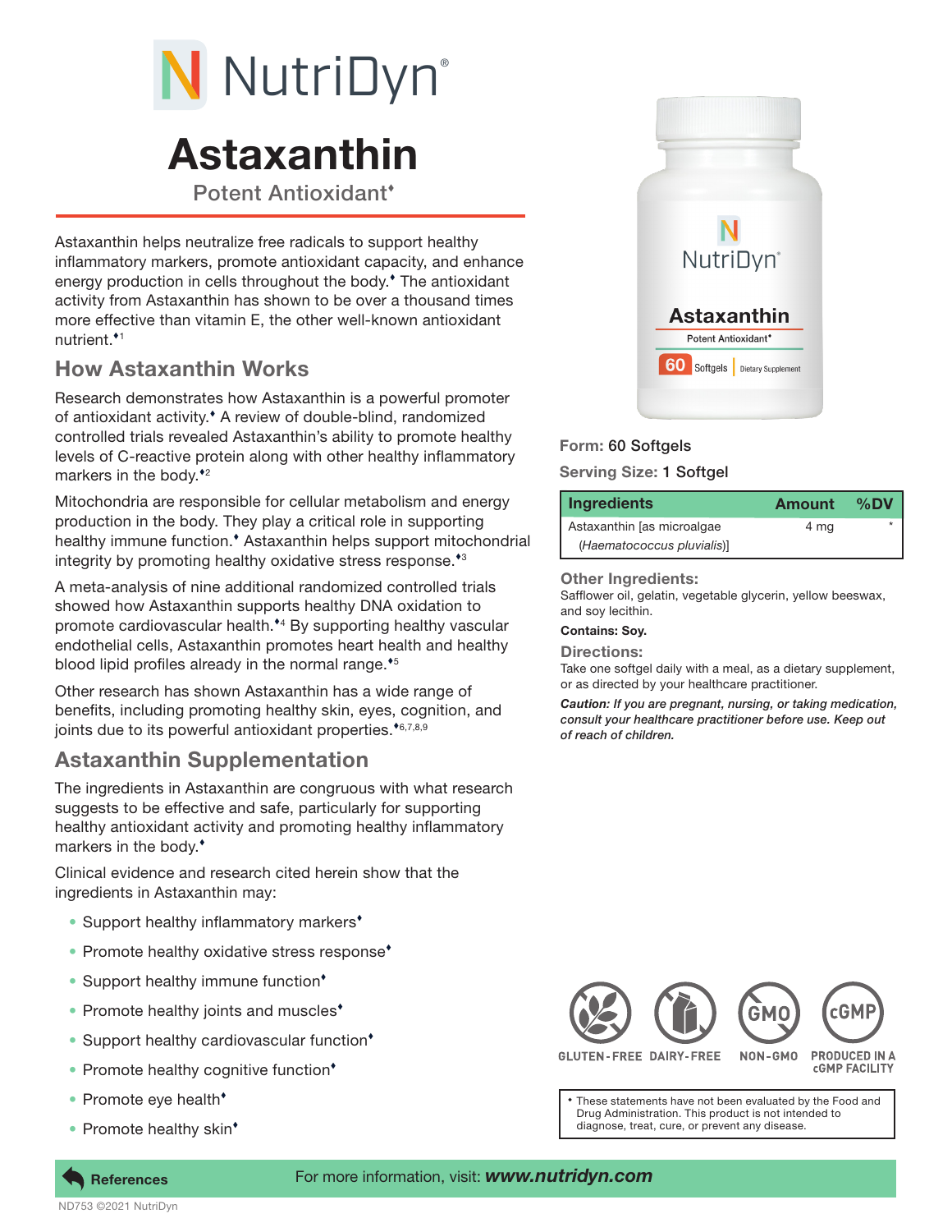# NutriDyn®

# Astaxanthin

## Potent Antioxidant♦

Astaxanthin helps neutralize free radicals to support healthy inflammatory markers, promote antioxidant capacity, and enhance energy production in cells throughout the body.♦ The antioxidant activity from Astaxanthin has shown to be over a thousand times more effective than vitamin E, the other well-known antioxidant nutrient.♦[1]

## How Astaxanthin Works

Research demonstrates how Astaxanthin is a powerful promoter of antioxidant activity.♦ A review of double-blind, randomized controlled trials revealed Astaxanthin's ability to promote healthy levels of C-reactive protein along with other healthy inflammatory markers in the body.♦[2]

Mitochondria are responsible for cellular metabolism and energy production in the body. They play a critical role in supporting healthy immune function.♦ Astaxanthin helps support mitochondrial integrity by promoting healthy oxidative stress response.♦[3]

A meta-analysis of nine additional randomized controlled trials showed how Astaxanthin supports healthy DNA oxidation to promote cardiovascular health.♦[4] By supporting healthy vascular endothelial cells, Astaxanthin promotes heart health and healthy blood lipid profiles already in the normal range.♦[5]

Other research has shown Astaxanthin has a wide range of benefits, including promoting healthy skin, eyes, cognition, and joints due to its powerful antioxidant properties.♦[6,7,8,9]

## Astaxanthin Supplementation

The ingredients in Astaxanthin are congruous with what research suggests to be effective and safe, particularly for supporting healthy antioxidant activity and promoting healthy inflammatory markers in the body.♦

Clinical evidence and research cited herein show that the ingredients in Astaxanthin may:

- Support healthy inflammatory markers♦
- Promote healthy oxidative stress response♦
- Support healthy immune function♦
- Promote healthy joints and muscles♦
- Support healthy cardiovascular function♦
- Promote healthy cognitive function♦
- Promote eye health♦
- Promote healthy skin♦

**Form:** 60 Softgels

**Serving Size:** 1 Softgel

| Ingredients | Amount | %DV |
|---|---|---|
| Astaxanthin [as microalgae (*Haematococcus pluvialis*)] | 4 mg | * |

### Other Ingredients:

Safflower oil, gelatin, vegetable glycerin, yellow beeswax, and soy lecithin.

**Contains: Soy.**

### Directions:

Take one softgel daily with a meal, as a dietary supplement, or as directed by your healthcare practitioner.

***Caution:** If you are pregnant, nursing, or taking medication, consult your healthcare practitioner before use. Keep out of reach of children.*

GLUTEN-FREE · DAIRY-FREE · NON-GMO · PRODUCED IN A cGMP FACILITY

♦ These statements have not been evaluated by the Food and Drug Administration. This product is not intended to diagnose, treat, cure, or prevent any disease.

**References**

For more information, visit: ***www.nutridyn.com***

ND753 ©2021 NutriDyn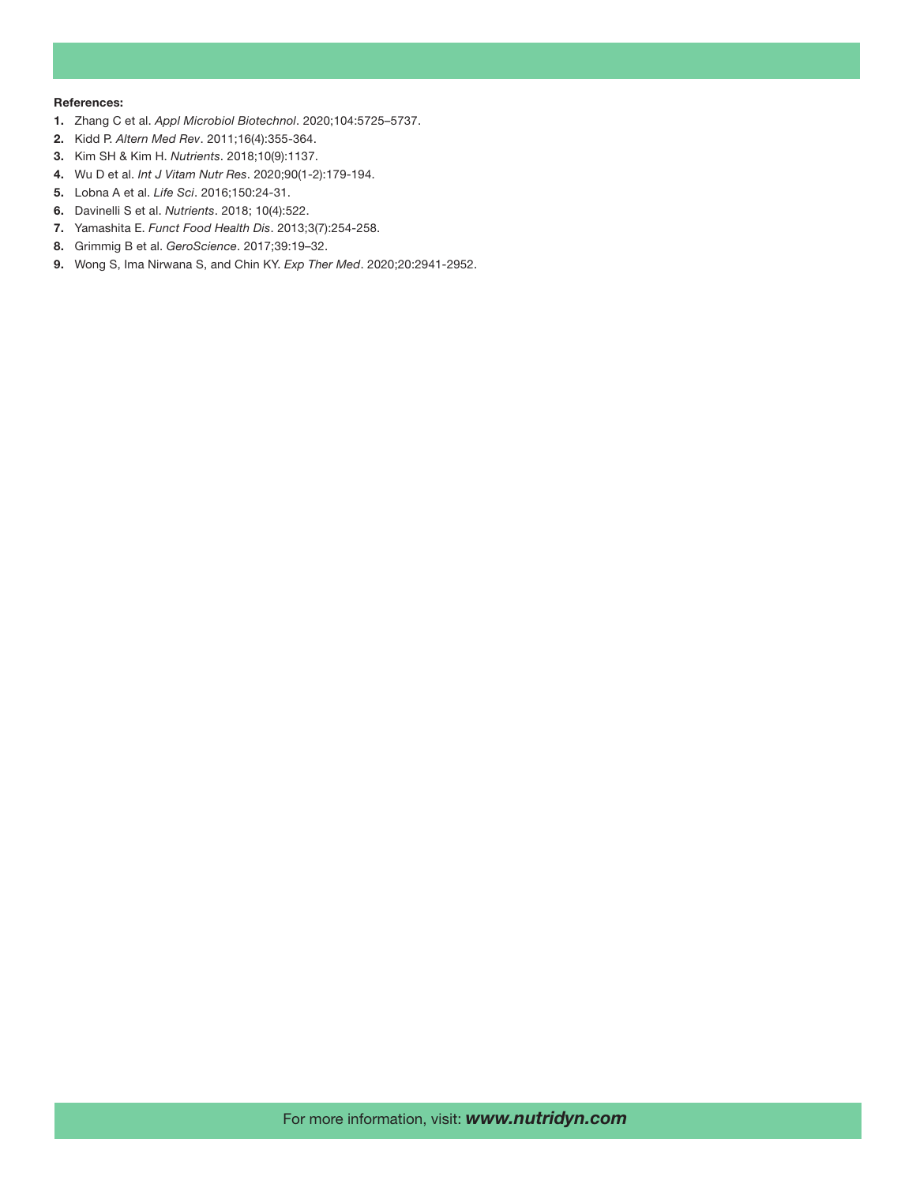**References:**

1. Zhang C et al. *Appl Microbiol Biotechnol*. 2020;104:5725–5737.
2. Kidd P. *Altern Med Rev*. 2011;16(4):355-364.
3. Kim SH & Kim H. *Nutrients*. 2018;10(9):1137.
4. Wu D et al. *Int J Vitam Nutr Res*. 2020;90(1-2):179-194.
5. Lobna A et al. *Life Sci*. 2016;150:24-31.
6. Davinelli S et al. *Nutrients*. 2018; 10(4):522.
7. Yamashita E. *Funct Food Health Dis*. 2013;3(7):254-258.
8. Grimmig B et al. *GeroScience*. 2017;39:19–32.
9. Wong S, Ima Nirwana S, and Chin KY. *Exp Ther Med*. 2020;20:2941-2952.

For more information, visit: ***www.nutridyn.com***